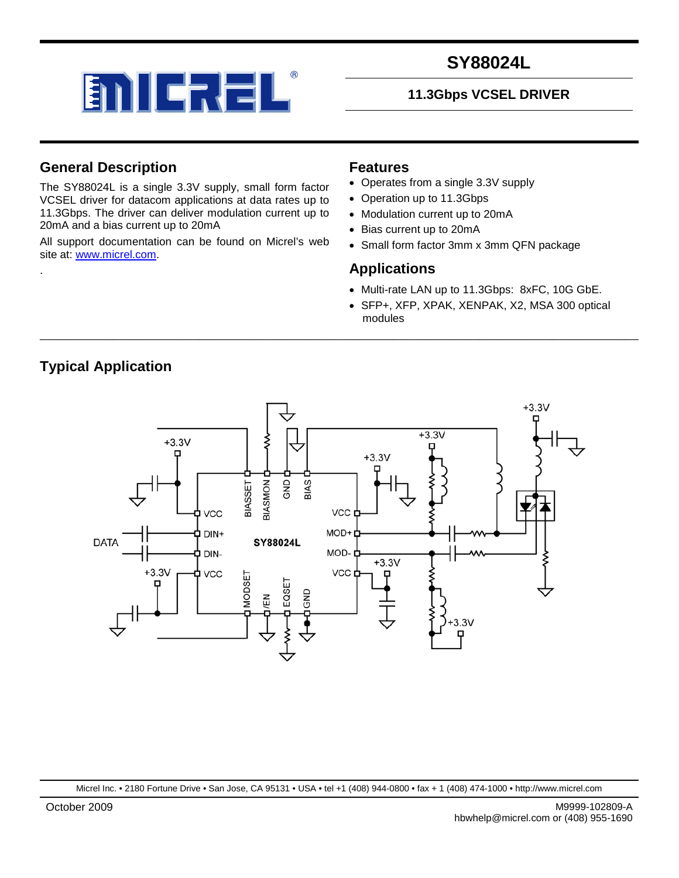# SY88024L

## 11.3Gbps VCSEL DRIVER

## General Description

The SY88024L is a single 3.3V supply, small form factor VCSEL driver for datacom applications at data rates up to 11.3Gbps. The driver can deliver modulation current up to 20mA and a bias current up to 20mA

All support documentation can be found on Micrel's web site at: www.micrel.com.

## Features

- Operates from a single 3.3V supply
- Operation up to 11.3Gbps
- Modulation current up to 20mA
- Bias current up to 20mA
- Small form factor 3mm x 3mm QFN package

## Applications

- Multi-rate LAN up to 11.3Gbps: 8xFC, 10G GbE.
- SFP+, XFP, XPAK, XENPAK, X2, MSA 300 optical modules

## Typical Application

October 2009

M9999-102809-A
hbwhelp@micrel.com or (408) 955-1690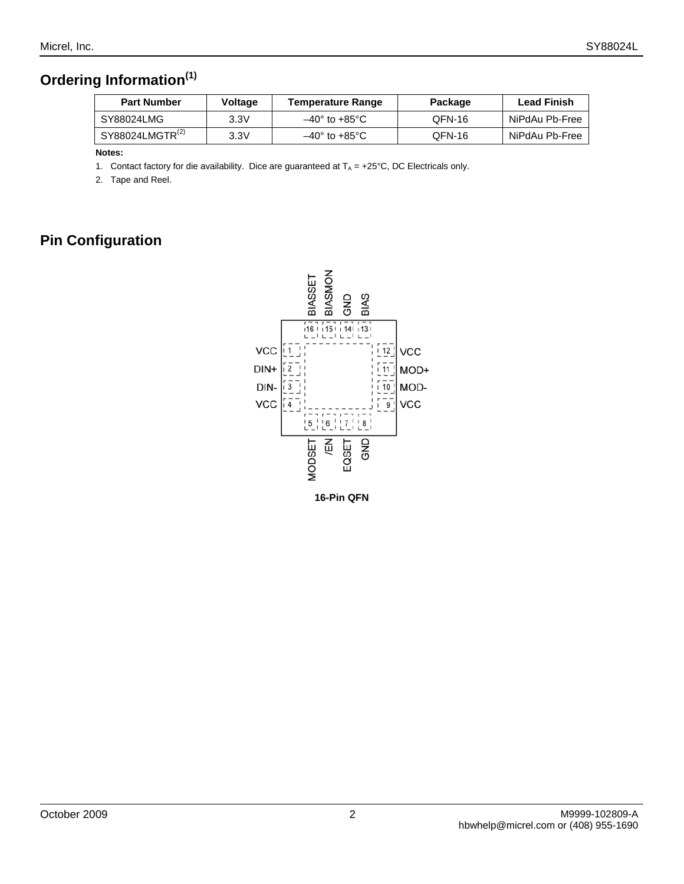## Ordering Information[1]

| Part Number | Voltage | Temperature Range | Package | Lead Finish |
|---|---|---|---|---|
| SY88024LMG | 3.3V | –40° to +85°C | QFN-16 | NiPdAu Pb-Free |
| SY88024LMGTR[2] | 3.3V | –40° to +85°C | QFN-16 | NiPdAu Pb-Free |

**Notes:**

1. Contact factory for die availability. Dice are guaranteed at $T_A$ = +25°C, DC Electricals only.
2. Tape and Reel.

## Pin Configuration

BIASSET 16, BIASMON 15, GND 14, BIAS 13

VCC 1, DIN+ 2, DIN- 3, VCC 4

VCC 12, MOD+ 11, MOD- 10, VCC 9

MODSET 5, /EN 6, EQSET 7, GND 8

**16-Pin QFN**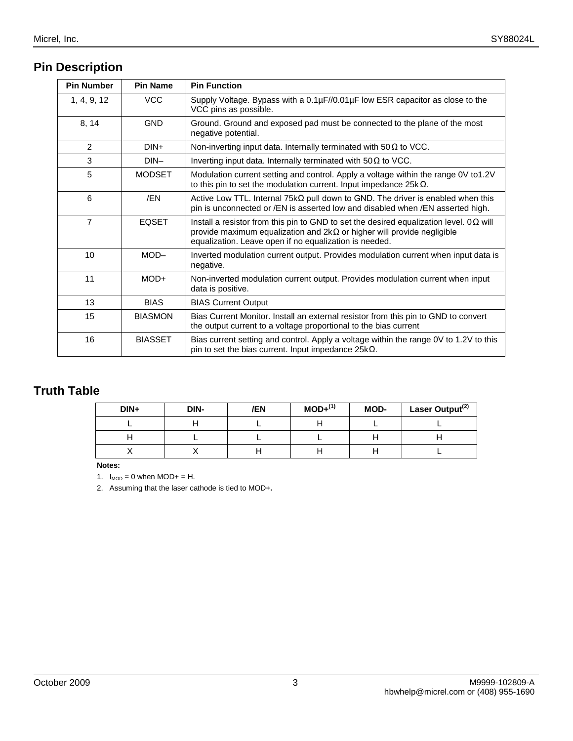## Pin Description

| Pin Number | Pin Name | Pin Function |
|---|---|---|
| 1, 4, 9, 12 | VCC | Supply Voltage. Bypass with a 0.1µF//0.01µF low ESR capacitor as close to the VCC pins as possible. |
| 8, 14 | GND | Ground. Ground and exposed pad must be connected to the plane of the most negative potential. |
| 2 | DIN+ | Non-inverting input data. Internally terminated with 50 Ω to VCC. |
| 3 | DIN– | Inverting input data. Internally terminated with 50 Ω to VCC. |
| 5 | MODSET | Modulation current setting and control. Apply a voltage within the range 0V to1.2V to this pin to set the modulation current. Input impedance 25k Ω. |
| 6 | /EN | Active Low TTL. Internal 75kΩ pull down to GND. The driver is enabled when this pin is unconnected or /EN is asserted low and disabled when /EN asserted high. |
| 7 | EQSET | Install a resistor from this pin to GND to set the desired equalization level. 0 Ω will provide maximum equalization and 2k Ω or higher will provide negligible equalization. Leave open if no equalization is needed. |
| 10 | MOD– | Inverted modulation current output. Provides modulation current when input data is negative. |
| 11 | MOD+ | Non-inverted modulation current output. Provides modulation current when input data is positive. |
| 13 | BIAS | BIAS Current Output |
| 15 | BIASMON | Bias Current Monitor. Install an external resistor from this pin to GND to convert the output current to a voltage proportional to the bias current |
| 16 | BIASSET | Bias current setting and control. Apply a voltage within the range 0V to 1.2V to this pin to set the bias current. Input impedance 25kΩ. |

## Truth Table

| DIN+ | DIN- | /EN | MOD+(1) | MOD- | Laser Output(2) |
|---|---|---|---|---|---|
| L | H | L | H | L | L |
| H | L | L | L | H | H |
| X | X | H | H | H | L |

**Notes:**

1. $I_{MOD}$ = 0 when MOD+ = H.
2. Assuming that the laser cathode is tied to MOD+**.**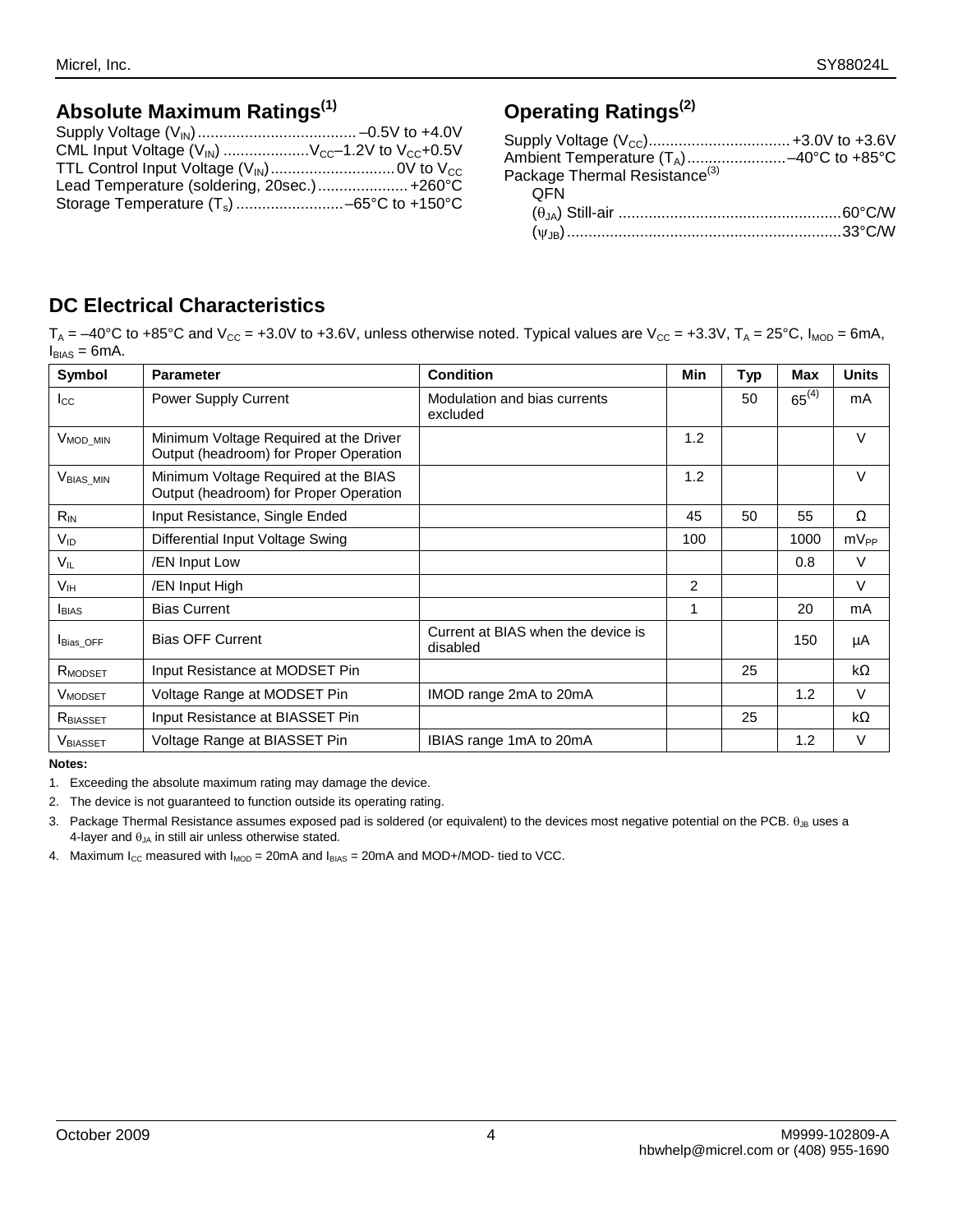## Absolute Maximum Ratings[1]

Supply Voltage ($V_{IN}$) .................................... –0.5V to +4.0V
CML Input Voltage ($V_{IN}$) .................... $V_{CC}$–1.2V to $V_{CC}$+0.5V
TTL Control Input Voltage ($V_{IN}$) ............................ 0V to $V_{CC}$
Lead Temperature (soldering, 20sec.) .................... +260°C
Storage Temperature ($T_s$) ......................... –65°C to +150°C

## Operating Ratings[2]

Supply Voltage ($V_{CC}$) ................................ +3.0V to +3.6V
Ambient Temperature ($T_A$) ....................... –40°C to +85°C
Package Thermal Resistance[3]
QFN
($\theta_{JA}$) Still-air .................................................... 60°C/W
($\psi_{JB}$) ............................................................... 33°C/W

## DC Electrical Characteristics

$T_A$ = –40°C to +85°C and $V_{CC}$ = +3.0V to +3.6V, unless otherwise noted. Typical values are $V_{CC}$ = +3.3V, $T_A$ = 25°C, $I_{MOD}$ = 6mA, $I_{BIAS}$ = 6mA.

| Symbol | Parameter | Condition | Min | Typ | Max | Units |
|---|---|---|---|---|---|---|
| $I_{CC}$ | Power Supply Current | Modulation and bias currents excluded | | 50 | 65[4] | mA |
| $V_{MOD\_MIN}$ | Minimum Voltage Required at the Driver Output (headroom) for Proper Operation | | 1.2 | | | V |
| $V_{BIAS\_MIN}$ | Minimum Voltage Required at the BIAS Output (headroom) for Proper Operation | | 1.2 | | | V |
| $R_{IN}$ | Input Resistance, Single Ended | | 45 | 50 | 55 | Ω |
| $V_{ID}$ | Differential Input Voltage Swing | | 100 | | 1000 | $mV_{PP}$ |
| $V_{IL}$ | /EN Input Low | | | | 0.8 | V |
| $V_{IH}$ | /EN Input High | | 2 | | | V |
| $I_{BIAS}$ | Bias Current | | 1 | | 20 | mA |
| $I_{Bias\_OFF}$ | Bias OFF Current | Current at BIAS when the device is disabled | | | 150 | µA |
| $R_{MODSET}$ | Input Resistance at MODSET Pin | | | 25 | | kΩ |
| $V_{MODSET}$ | Voltage Range at MODSET Pin | IMOD range 2mA to 20mA | | | 1.2 | V |
| $R_{BIASSET}$ | Input Resistance at BIASSET Pin | | | 25 | | kΩ |
| $V_{BIASSET}$ | Voltage Range at BIASSET Pin | IBIAS range 1mA to 20mA | | | 1.2 | V |

**Notes:**

1. Exceeding the absolute maximum rating may damage the device.
2. The device is not guaranteed to function outside its operating rating.
3. Package Thermal Resistance assumes exposed pad is soldered (or equivalent) to the devices most negative potential on the PCB. $\theta_{JB}$ uses a 4-layer and $\theta_{JA}$ in still air unless otherwise stated.
4. Maximum $I_{CC}$ measured with $I_{MOD}$ = 20mA and $I_{BIAS}$ = 20mA and MOD+/MOD- tied to VCC.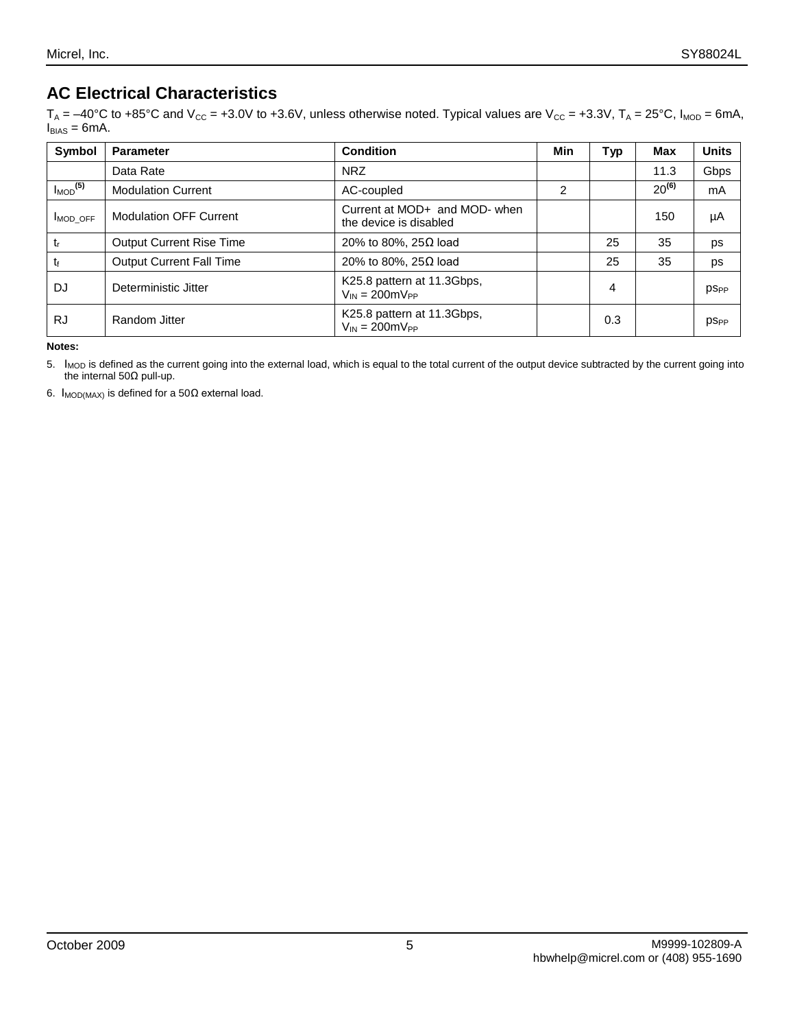## AC Electrical Characteristics

$T_A$ = –40°C to +85°C and $V_{CC}$ = +3.0V to +3.6V, unless otherwise noted. Typical values are $V_{CC}$ = +3.3V, $T_A$ = 25°C, $I_{MOD}$ = 6mA, $I_{BIAS}$ = 6mA.

| Symbol | Parameter | Condition | Min | Typ | Max | Units |
|---|---|---|---|---|---|---|
| | Data Rate | NRZ | | | 11.3 | Gbps |
| $I_{MOD}$(5) | Modulation Current | AC-coupled | 2 | | 20(6) | mA |
| $I_{MOD\_OFF}$ | Modulation OFF Current | Current at MOD+ and MOD- when the device is disabled | | | 150 | µA |
| $t_r$ | Output Current Rise Time | 20% to 80%, 25Ω load | | 25 | 35 | ps |
| $t_f$ | Output Current Fall Time | 20% to 80%, 25Ω load | | 25 | 35 | ps |
| DJ | Deterministic Jitter | K25.8 pattern at 11.3Gbps, $V_{IN}$ = 200m$V_{PP}$ | | 4 | | $ps_{PP}$ |
| RJ | Random Jitter | K25.8 pattern at 11.3Gbps, $V_{IN}$ = 200m$V_{PP}$ | | 0.3 | | $ps_{PP}$ |

**Notes:**

5. $I_{MOD}$ is defined as the current going into the external load, which is equal to the total current of the output device subtracted by the current going into the internal 50Ω pull-up.

6. $I_{MOD(MAX)}$ is defined for a 50Ω external load.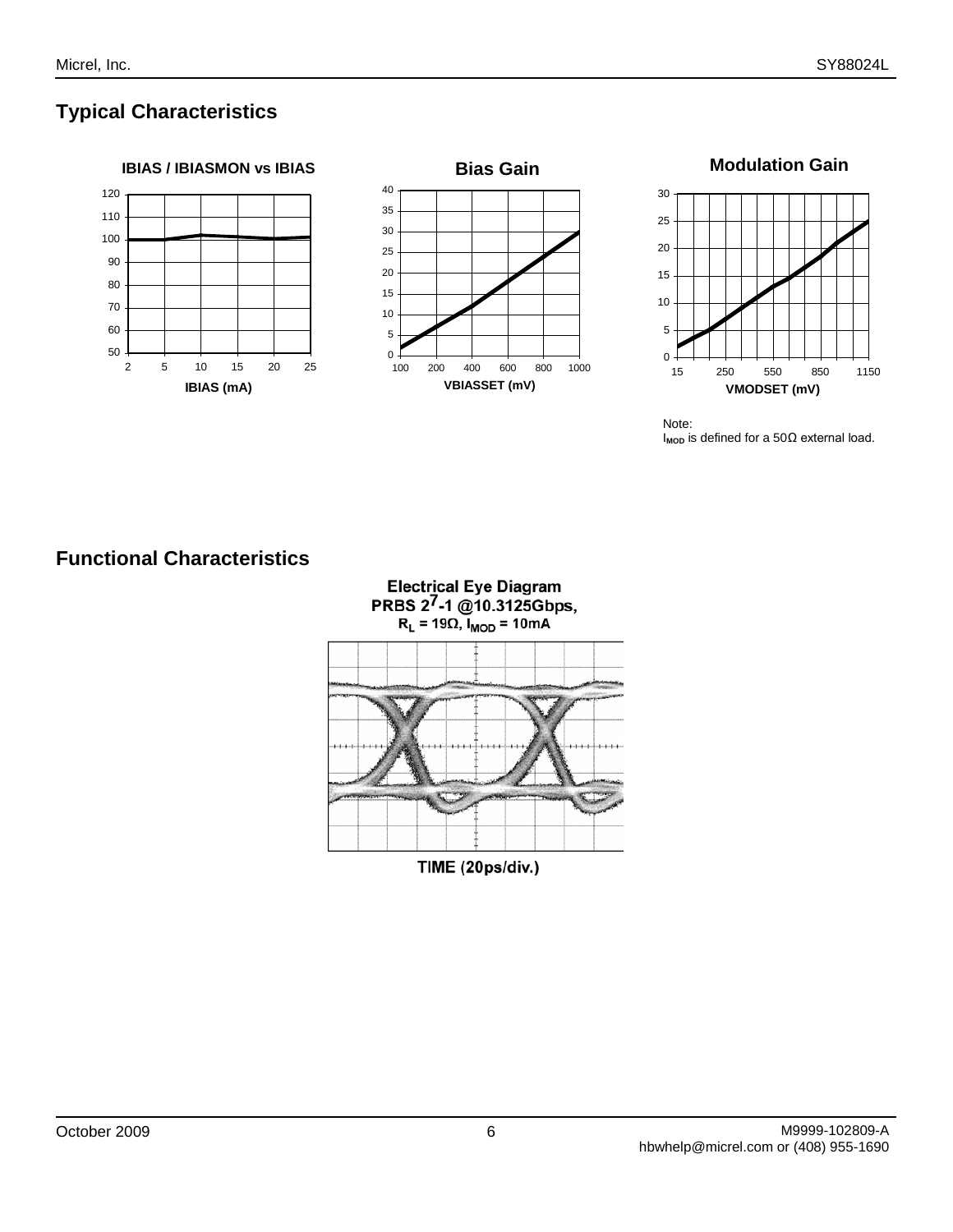## Typical Characteristics

**IBIAS / IBIASMON vs IBIAS**

IBIAS (mA)

**Bias Gain**

VBIASSET (mV)

**Modulation Gain**

VMODSET (mV)

Note:
$I_{MOD}$ is defined for a 50Ω external load.

## Functional Characteristics

**Electrical Eye Diagram**
**PRBS $2^7$-1 @10.3125Gbps,**
**$R_L$ = 19Ω, $I_{MOD}$ = 10mA**

TIME (20ps/div.)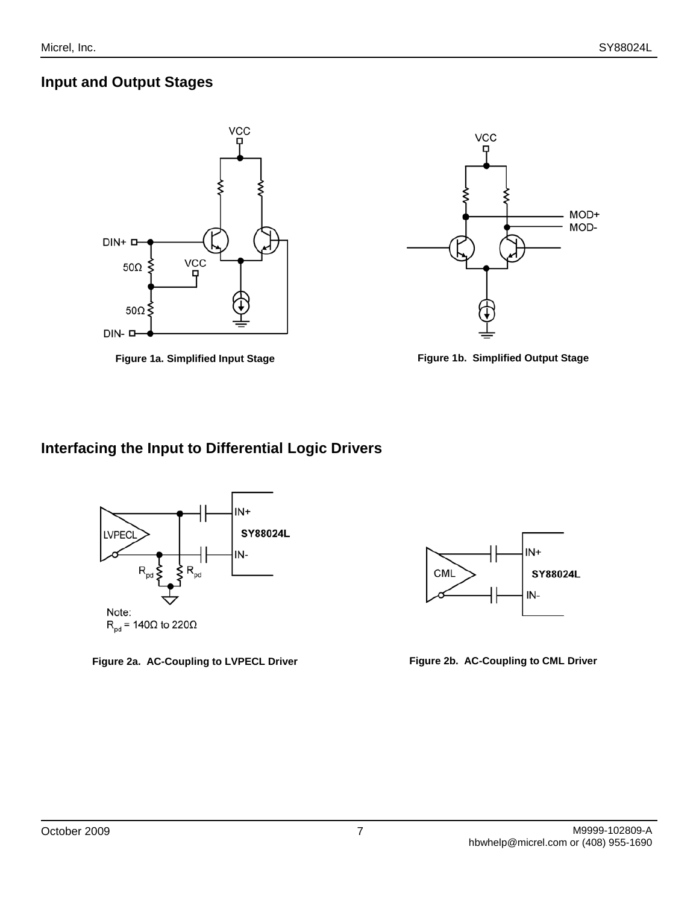## Input and Output Stages

Figure 1a. Simplified Input Stage

Figure 1b. Simplified Output Stage

## Interfacing the Input to Differential Logic Drivers

Note:
$R_{pd}$ = 140Ω to 220Ω

Figure 2a. AC-Coupling to LVPECL Driver

Figure 2b. AC-Coupling to CML Driver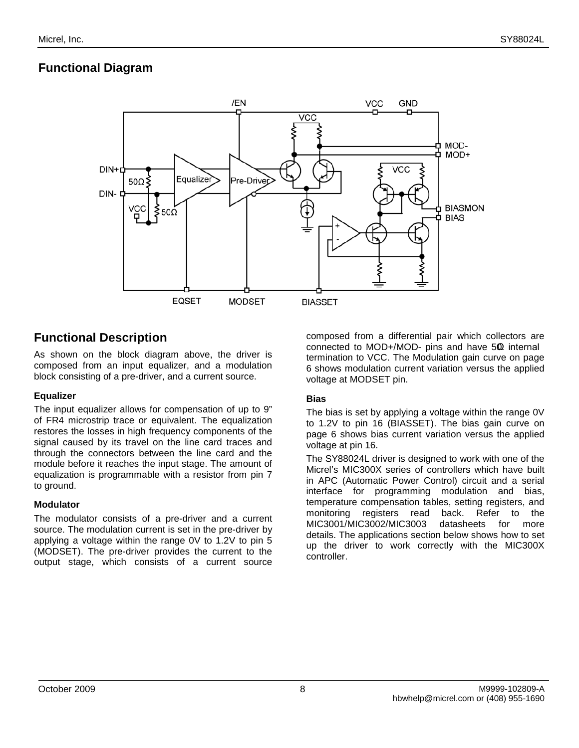## Functional Diagram

## Functional Description

As shown on the block diagram above, the driver is composed from an input equalizer, and a modulation block consisting of a pre-driver, and a current source.

### Equalizer

The input equalizer allows for compensation of up to 9" of FR4 microstrip trace or equivalent. The equalization restores the losses in high frequency components of the signal caused by its travel on the line card traces and through the connectors between the line card and the module before it reaches the input stage. The amount of equalization is programmable with a resistor from pin 7 to ground.

### Modulator

The modulator consists of a pre-driver and a current source. The modulation current is set in the pre-driver by applying a voltage within the range 0V to 1.2V to pin 5 (MODSET). The pre-driver provides the current to the output stage, which consists of a current source composed from a differential pair which collectors are connected to MOD+/MOD- pins and have 50Ω internal termination to VCC. The Modulation gain curve on page 6 shows modulation current variation versus the applied voltage at MODSET pin.

### Bias

The bias is set by applying a voltage within the range 0V to 1.2V to pin 16 (BIASSET). The bias gain curve on page 6 shows bias current variation versus the applied voltage at pin 16.

The SY88024L driver is designed to work with one of the Micrel's MIC300X series of controllers which have built in APC (Automatic Power Control) circuit and a serial interface for programming modulation and bias, temperature compensation tables, setting registers, and monitoring registers read back. Refer to the MIC3001/MIC3002/MIC3003 datasheets for more details. The applications section below shows how to set up the driver to work correctly with the MIC300X controller.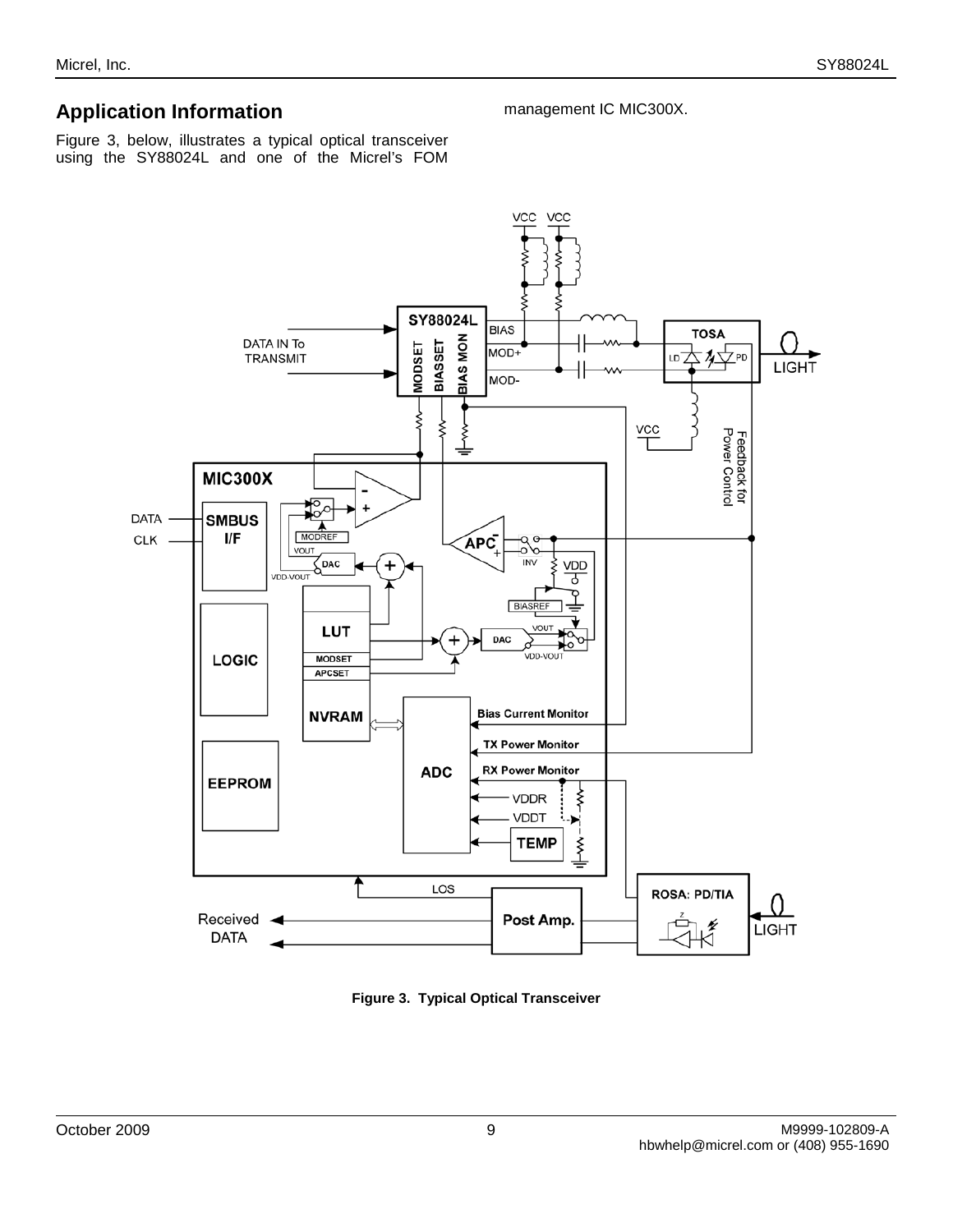## Application Information

Figure 3, below, illustrates a typical optical transceiver using the SY88024L and one of the Micrel's FOM management IC MIC300X.

**Figure 3. Typical Optical Transceiver**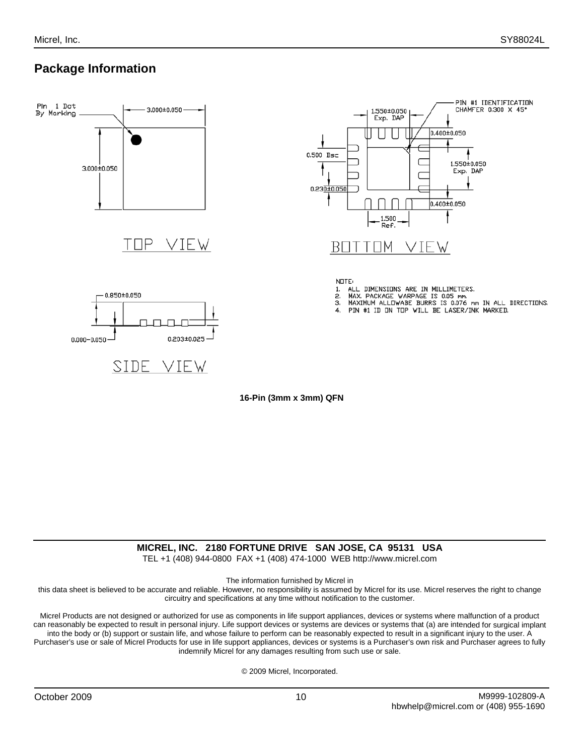## Package Information

Pin 1 Dot By Marking

3.000±0.050

3.000±0.050

TOP VIEW

PIN #1 IDENTIFICATION CHAMFER 0.300 X 45°

1.550±0.050 Exp. DAP

0.400±0.050

0.500 Bsc

1.550±0.050 Exp. DAP

0.230±0.050

0.400±0.050

1.500 Ref.

BOTTOM VIEW

0.850±0.050

0.000–0.050

0.203±0.025

SIDE VIEW

NOTE:

1. ALL DIMENSIONS ARE IN MILLIMETERS.
2. MAX. PACKAGE WARPAGE IS 0.05 mm.
3. MAXIMUM ALLOWABE BURRS IS 0.076 mm IN ALL DIRECTIONS.
4. PIN #1 ID ON TOP WILL BE LASER/INK MARKED.

**16-Pin (3mm x 3mm) QFN**

**MICREL, INC. 2180 FORTUNE DRIVE SAN JOSE, CA 95131 USA**

TEL +1 (408) 944-0800 FAX +1 (408) 474-1000 WEB http://www.micrel.com

The information furnished by Micrel in this data sheet is believed to be accurate and reliable. However, no responsibility is assumed by Micrel for its use. Micrel reserves the right to change circuitry and specifications at any time without notification to the customer.

Micrel Products are not designed or authorized for use as components in life support appliances, devices or systems where malfunction of a product can reasonably be expected to result in personal injury. Life support devices or systems are devices or systems that (a) are intended for surgical implant into the body or (b) support or sustain life, and whose failure to perform can be reasonably expected to result in a significant injury to the user. A Purchaser's use or sale of Micrel Products for use in life support appliances, devices or systems is a Purchaser's own risk and Purchaser agrees to fully indemnify Micrel for any damages resulting from such use or sale.

© 2009 Micrel, Incorporated.